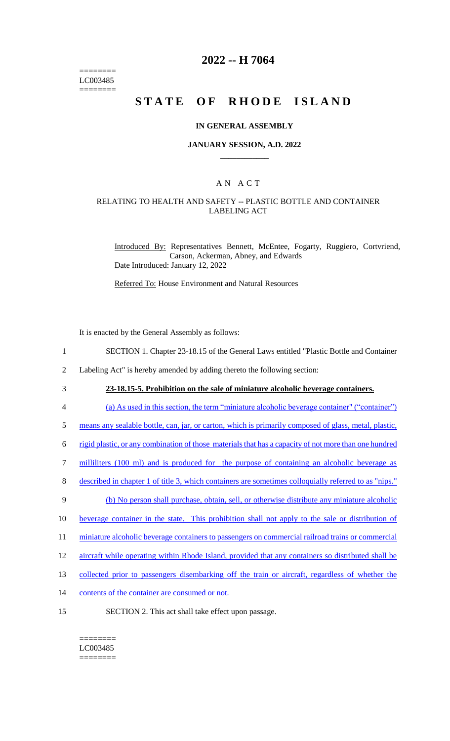========
LC003485
========

# 2022 -- H 7064

# STATE OF RHODE ISLAND

## IN GENERAL ASSEMBLY

### JANUARY SESSION, A.D. 2022

## A N A C T

### RELATING TO HEALTH AND SAFETY -- PLASTIC BOTTLE AND CONTAINER LABELING ACT

Introduced By: Representatives Bennett, McEntee, Fogarty, Ruggiero, Cortvriend, Carson, Ackerman, Abney, and Edwards

Date Introduced: January 12, 2022

Referred To: House Environment and Natural Resources

It is enacted by the General Assembly as follows:

1 SECTION 1. Chapter 23-18.15 of the General Laws entitled "Plastic Bottle and Container
2 Labeling Act" is hereby amended by adding thereto the following section:
3 **23-18.15-5. Prohibition on the sale of miniature alcoholic beverage containers.**
4 (a) As used in this section, the term "miniature alcoholic beverage container" ("container")
5 means any sealable bottle, can, jar, or carton, which is primarily composed of glass, metal, plastic,
6 rigid plastic, or any combination of those materials that has a capacity of not more than one hundred
7 milliliters (100 ml) and is produced for the purpose of containing an alcoholic beverage as
8 described in chapter 1 of title 3, which containers are sometimes colloquially referred to as "nips."
9 (b) No person shall purchase, obtain, sell, or otherwise distribute any miniature alcoholic
10 beverage container in the state. This prohibition shall not apply to the sale or distribution of
11 miniature alcoholic beverage containers to passengers on commercial railroad trains or commercial
12 aircraft while operating within Rhode Island, provided that any containers so distributed shall be
13 collected prior to passengers disembarking off the train or aircraft, regardless of whether the
14 contents of the container are consumed or not.
15 SECTION 2. This act shall take effect upon passage.

========
LC003485
========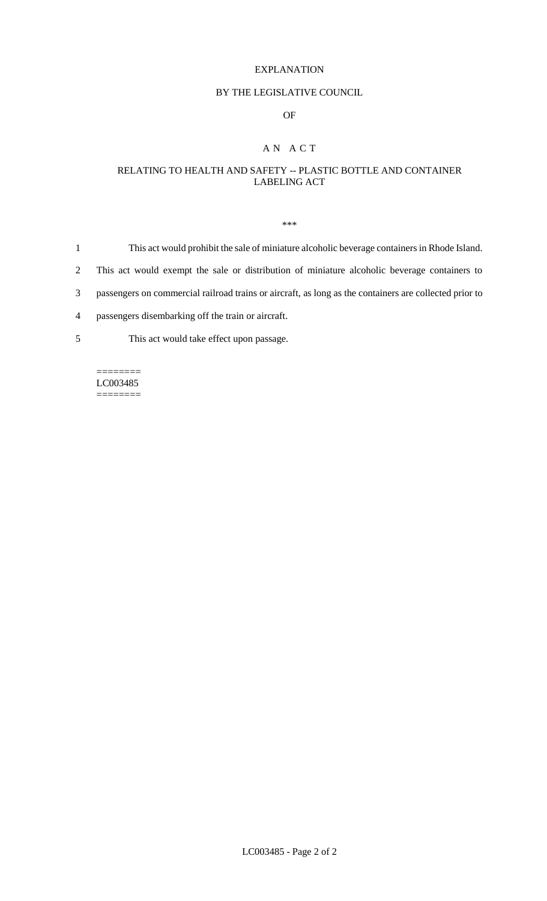EXPLANATION

BY THE LEGISLATIVE COUNCIL

OF

A N A C T

RELATING TO HEALTH AND SAFETY -- PLASTIC BOTTLE AND CONTAINER LABELING ACT

\*\*\*

1 This act would prohibit the sale of miniature alcoholic beverage containers in Rhode Island.

2 This act would exempt the sale or distribution of miniature alcoholic beverage containers to

3 passengers on commercial railroad trains or aircraft, as long as the containers are collected prior to

4 passengers disembarking off the train or aircraft.

5 This act would take effect upon passage.

========
LC003485
========